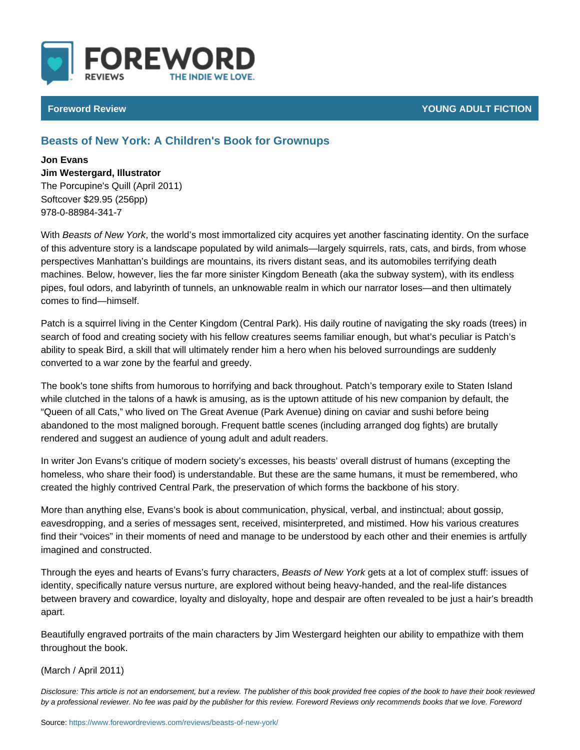Foreword Review | YOUNG ADULT FICTION

# Beasts of New York: A Children's Book for Grownups

**Jon Evans**
**Jim Westergard, Illustrator**
The Porcupine's Quill (April 2011)
Softcover $29.95 (256pp)
978-0-88984-341-7

With *Beasts of New York*, the world's most immortalized city acquires yet another fascinating identity. On the surface of this adventure story is a landscape populated by wild animals—largely squirrels, rats, cats, and birds, from whose perspectives Manhattan's buildings are mountains, its rivers distant seas, and its automobiles terrifying death machines. Below, however, lies the far more sinister Kingdom Beneath (aka the subway system), with its endless pipes, foul odors, and labyrinth of tunnels, an unknowable realm in which our narrator loses—and then ultimately comes to find—himself.

Patch is a squirrel living in the Center Kingdom (Central Park). His daily routine of navigating the sky roads (trees) in search of food and creating society with his fellow creatures seems familiar enough, but what's peculiar is Patch's ability to speak Bird, a skill that will ultimately render him a hero when his beloved surroundings are suddenly converted to a war zone by the fearful and greedy.

The book's tone shifts from humorous to horrifying and back throughout. Patch's temporary exile to Staten Island while clutched in the talons of a hawk is amusing, as is the uptown attitude of his new companion by default, the "Queen of all Cats," who lived on The Great Avenue (Park Avenue) dining on caviar and sushi before being abandoned to the most maligned borough. Frequent battle scenes (including arranged dog fights) are brutally rendered and suggest an audience of young adult and adult readers.

In writer Jon Evans's critique of modern society's excesses, his beasts' overall distrust of humans (excepting the homeless, who share their food) is understandable. But these are the same humans, it must be remembered, who created the highly contrived Central Park, the preservation of which forms the backbone of his story.

More than anything else, Evans's book is about communication, physical, verbal, and instinctual; about gossip, eavesdropping, and a series of messages sent, received, misinterpreted, and mistimed. How his various creatures find their "voices" in their moments of need and manage to be understood by each other and their enemies is artfully imagined and constructed.

Through the eyes and hearts of Evans's furry characters, *Beasts of New York* gets at a lot of complex stuff: issues of identity, specifically nature versus nurture, are explored without being heavy-handed, and the real-life distances between bravery and cowardice, loyalty and disloyalty, hope and despair are often revealed to be just a hair's breadth apart.

Beautifully engraved portraits of the main characters by Jim Westergard heighten our ability to empathize with them throughout the book.

(March / April 2011)

*Disclosure: This article is not an endorsement, but a review. The publisher of this book provided free copies of the book to have their book reviewed by a professional reviewer. No fee was paid by the publisher for this review. Foreword Reviews only recommends books that we love. Foreword*

Source: https://www.forewordreviews.com/reviews/beasts-of-new-york/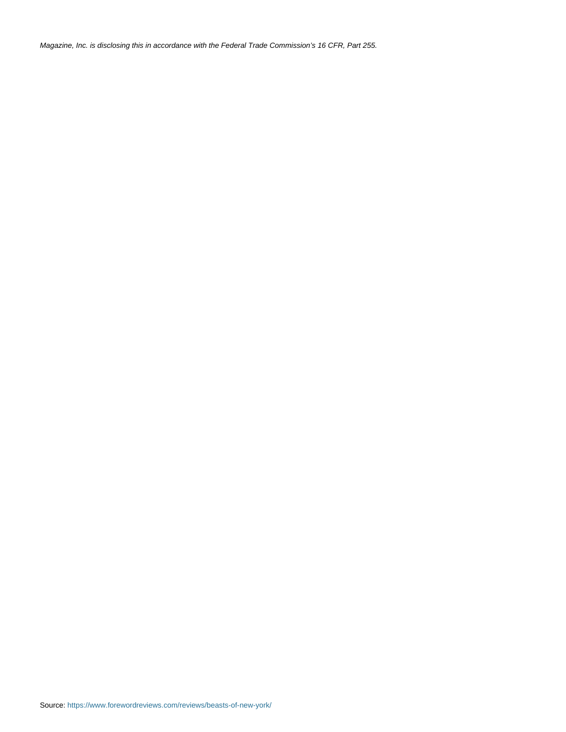*Magazine, Inc. is disclosing this in accordance with the Federal Trade Commission's 16 CFR, Part 255.*

Source: https://www.forewordreviews.com/reviews/beasts-of-new-york/